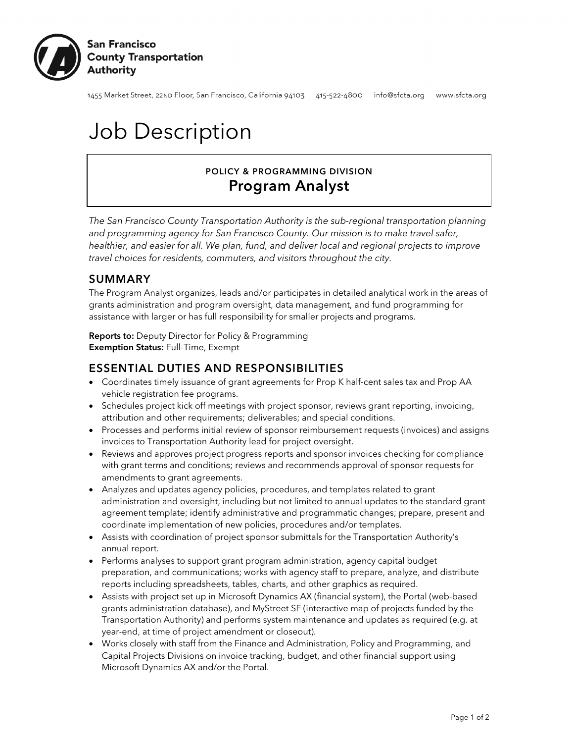**San Francisco County Transportation Authority**

1455 Market Street, 22ND Floor, San Francisco, California 94103   415-522-4800   info@sfcta.org   www.sfcta.org

# Job Description

**POLICY & PROGRAMMING DIVISION**

## Program Analyst

*The San Francisco County Transportation Authority is the sub-regional transportation planning and programming agency for San Francisco County. Our mission is to make travel safer, healthier, and easier for all. We plan, fund, and deliver local and regional projects to improve travel choices for residents, commuters, and visitors throughout the city.*

## SUMMARY

The Program Analyst organizes, leads and/or participates in detailed analytical work in the areas of grants administration and program oversight, data management, and fund programming for assistance with larger or has full responsibility for smaller projects and programs.

**Reports to:** Deputy Director for Policy & Programming
**Exemption Status:** Full-Time, Exempt

## ESSENTIAL DUTIES AND RESPONSIBILITIES

- Coordinates timely issuance of grant agreements for Prop K half-cent sales tax and Prop AA vehicle registration fee programs.
- Schedules project kick off meetings with project sponsor, reviews grant reporting, invoicing, attribution and other requirements; deliverables; and special conditions.
- Processes and performs initial review of sponsor reimbursement requests (invoices) and assigns invoices to Transportation Authority lead for project oversight.
- Reviews and approves project progress reports and sponsor invoices checking for compliance with grant terms and conditions; reviews and recommends approval of sponsor requests for amendments to grant agreements.
- Analyzes and updates agency policies, procedures, and templates related to grant administration and oversight, including but not limited to annual updates to the standard grant agreement template; identify administrative and programmatic changes; prepare, present and coordinate implementation of new policies, procedures and/or templates.
- Assists with coordination of project sponsor submittals for the Transportation Authority's annual report.
- Performs analyses to support grant program administration, agency capital budget preparation, and communications; works with agency staff to prepare, analyze, and distribute reports including spreadsheets, tables, charts, and other graphics as required.
- Assists with project set up in Microsoft Dynamics AX (financial system), the Portal (web-based grants administration database), and MyStreet SF (interactive map of projects funded by the Transportation Authority) and performs system maintenance and updates as required (e.g. at year-end, at time of project amendment or closeout).
- Works closely with staff from the Finance and Administration, Policy and Programming, and Capital Projects Divisions on invoice tracking, budget, and other financial support using Microsoft Dynamics AX and/or the Portal.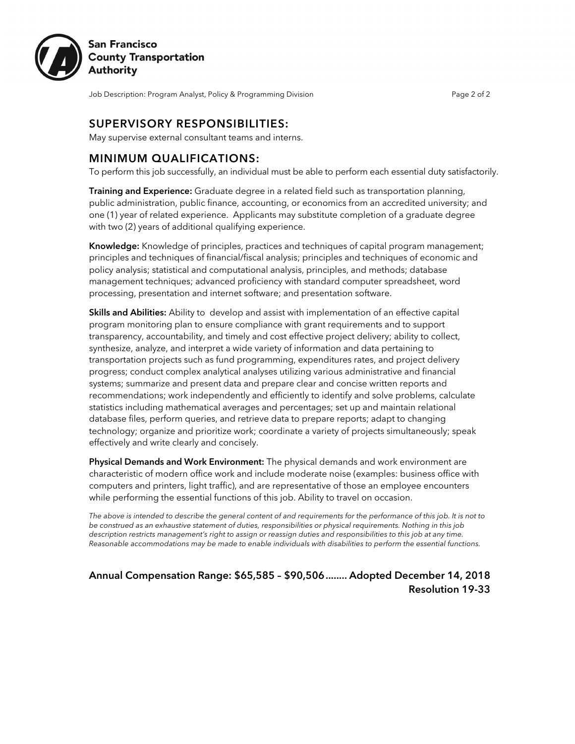## SUPERVISORY RESPONSIBILITIES:

May supervise external consultant teams and interns.

## MINIMUM QUALIFICATIONS:

To perform this job successfully, an individual must be able to perform each essential duty satisfactorily.

**Training and Experience:** Graduate degree in a related field such as transportation planning, public administration, public finance, accounting, or economics from an accredited university; and one (1) year of related experience. Applicants may substitute completion of a graduate degree with two (2) years of additional qualifying experience.

**Knowledge:** Knowledge of principles, practices and techniques of capital program management; principles and techniques of financial/fiscal analysis; principles and techniques of economic and policy analysis; statistical and computational analysis, principles, and methods; database management techniques; advanced proficiency with standard computer spreadsheet, word processing, presentation and internet software; and presentation software.

**Skills and Abilities:** Ability to develop and assist with implementation of an effective capital program monitoring plan to ensure compliance with grant requirements and to support transparency, accountability, and timely and cost effective project delivery; ability to collect, synthesize, analyze, and interpret a wide variety of information and data pertaining to transportation projects such as fund programming, expenditures rates, and project delivery progress; conduct complex analytical analyses utilizing various administrative and financial systems; summarize and present data and prepare clear and concise written reports and recommendations; work independently and efficiently to identify and solve problems, calculate statistics including mathematical averages and percentages; set up and maintain relational database files, perform queries, and retrieve data to prepare reports; adapt to changing technology; organize and prioritize work; coordinate a variety of projects simultaneously; speak effectively and write clearly and concisely.

**Physical Demands and Work Environment:** The physical demands and work environment are characteristic of modern office work and include moderate noise (examples: business office with computers and printers, light traffic), and are representative of those an employee encounters while performing the essential functions of this job. Ability to travel on occasion.

*The above is intended to describe the general content of and requirements for the performance of this job. It is not to be construed as an exhaustive statement of duties, responsibilities or physical requirements. Nothing in this job description restricts management's right to assign or reassign duties and responsibilities to this job at any time. Reasonable accommodations may be made to enable individuals with disabilities to perform the essential functions.*

**Annual Compensation Range: $65,585 – $90,506........ Adopted December 14, 2018**
**Resolution 19-33**